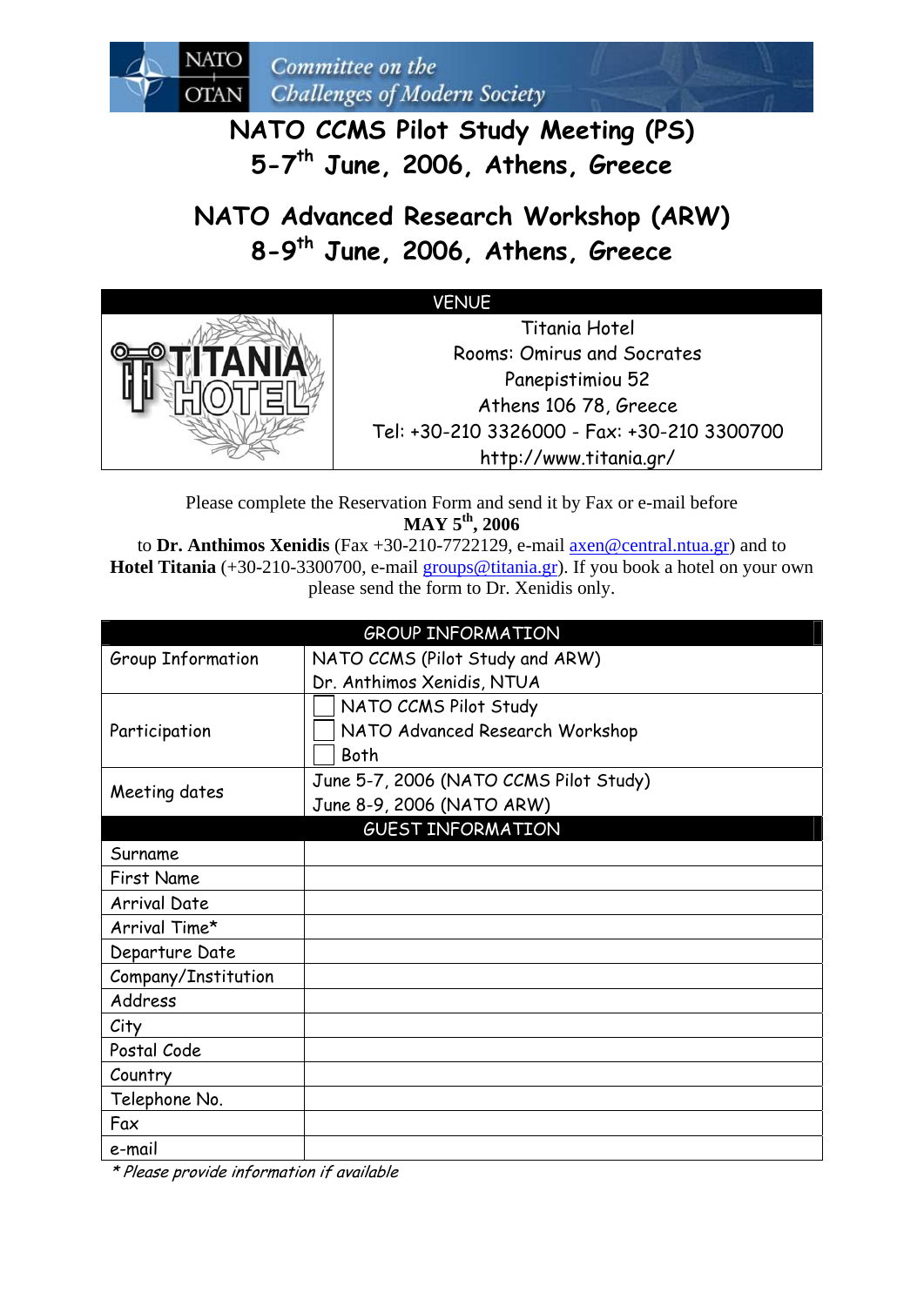NATO OTAN Committee on the Challenges of Modern Society

# NATO CCMS Pilot Study Meeting (PS)
# 5-7th June, 2006, Athens, Greece

# NATO Advanced Research Workshop (ARW)
# 8-9th June, 2006, Athens, Greece

| VENUE | |
|---|---|
| TITANIA HOTEL | Titania Hotel<br>Rooms: Omirus and Socrates<br>Panepistimiou 52<br>Athens 106 78, Greece<br>Tel: +30-210 3326000 - Fax: +30-210 3300700<br>http://www.titania.gr/ |

Please complete the Reservation Form and send it by Fax or e-mail before **MAY 5th, 2006** to **Dr. Anthimos Xenidis** (Fax +30-210-7722129, e-mail axen@central.ntua.gr) and to **Hotel Titania** (+30-210-3300700, e-mail groups@titania.gr). If you book a hotel on your own please send the form to Dr. Xenidis only.

| GROUP INFORMATION | |
|---|---|
| Group Information | NATO CCMS (Pilot Study and ARW)<br>Dr. Anthimos Xenidis, NTUA |
| Participation | ☐ NATO CCMS Pilot Study<br>☐ NATO Advanced Research Workshop<br>☐ Both |
| Meeting dates | June 5-7, 2006 (NATO CCMS Pilot Study)<br>June 8-9, 2006 (NATO ARW) |
| **GUEST INFORMATION** | |
| Surname | |
| First Name | |
| Arrival Date | |
| Arrival Time* | |
| Departure Date | |
| Company/Institution | |
| Address | |
| City | |
| Postal Code | |
| Country | |
| Telephone No. | |
| Fax | |
| e-mail | |

*\* Please provide information if available*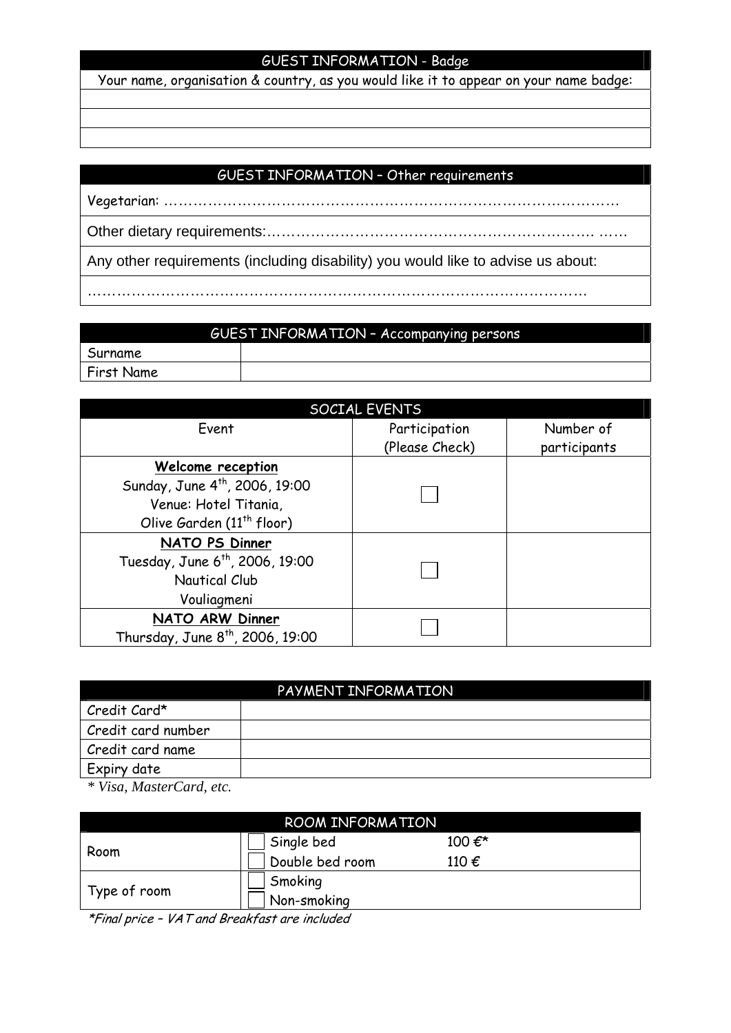| GUEST INFORMATION - Badge |
|---|
| Your name, organisation & country, as you would like it to appear on your name badge: |
| |
| |
| |

| GUEST INFORMATION – Other requirements |
|---|
| Vegetarian: ………………………………………………………………………………… |
| Other dietary requirements:…………………………………………………………. …… |
| Any other requirements (including disability) you would like to advise us about: |
| ………………………………………………………………………………………… |

| GUEST INFORMATION – Accompanying persons | |
|---|---|
| Surname | |
| First Name | |

| SOCIAL EVENTS | | |
|---|---|---|
| Event | Participation (Please Check) | Number of participants |
| **Welcome reception**<br>Sunday, June 4th, 2006, 19:00<br>Venue: Hotel Titania,<br>Olive Garden (11th floor) | ☐ | |
| **NATO PS Dinner**<br>Tuesday, June 6th, 2006, 19:00<br>Nautical Club<br>Vouliagmeni | ☐ | |
| **NATO ARW Dinner**<br>Thursday, June 8th, 2006, 19:00 | ☐ | |

| PAYMENT INFORMATION | |
|---|---|
| Credit Card* | |
| Credit card number | |
| Credit card name | |
| Expiry date | |

*\* Visa, MasterCard, etc.*

| ROOM INFORMATION | | |
|---|---|---|
| Room | ☐ Single bed | 100 €* |
| | ☐ Double bed room | 110 € |
| Type of room | ☐ Smoking | |
| | ☐ Non-smoking | |

*\*Final price – VAT and Breakfast are included*